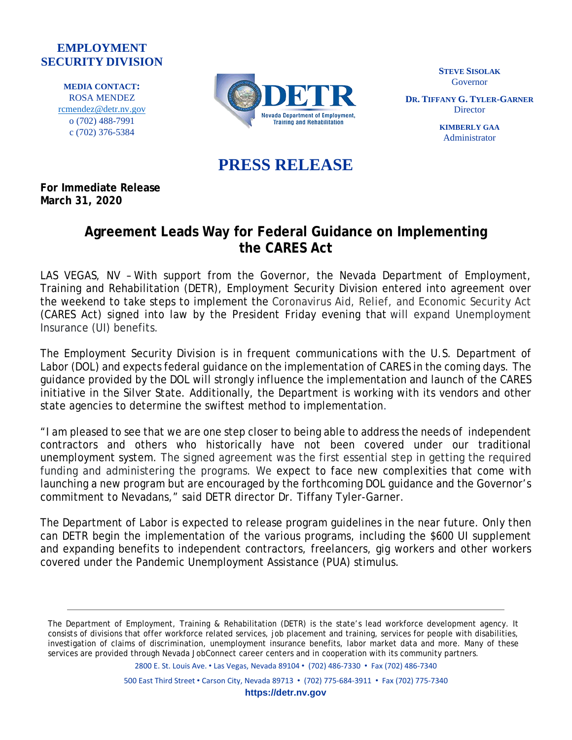**EMPLOYMENT SECURITY DIVISION**

**MEDIA CONTACT:**
ROSA MENDEZ
rcmendez@detr.nv.gov
o (702) 488-7991
c (702) 376-5384

DETR
Nevada Department of Employment, Training and Rehabilitation

**STEVE SISOLAK**
Governor

**DR. TIFFANY G. TYLER-GARNER**
Director

**KIMBERLY GAA**
Administrator

# PRESS RELEASE

**For Immediate Release**
**March 31, 2020**

## Agreement Leads Way for Federal Guidance on Implementing the CARES Act

LAS VEGAS, NV – With support from the Governor, the Nevada Department of Employment, Training and Rehabilitation (DETR), Employment Security Division entered into agreement over the weekend to take steps to implement the Coronavirus Aid, Relief, and Economic Security Act (CARES Act) signed into law by the President Friday evening that will expand Unemployment Insurance (UI) benefits.

The Employment Security Division is in frequent communications with the U.S. Department of Labor (DOL) and expects federal guidance on the implementation of CARES in the coming days. The guidance provided by the DOL will strongly influence the implementation and launch of the CARES initiative in the Silver State. Additionally, the Department is working with its vendors and other state agencies to determine the swiftest method to implementation.

"I am pleased to see that we are one step closer to being able to address the needs of independent contractors and others who historically have not been covered under our traditional unemployment system. The signed agreement was the first essential step in getting the required funding and administering the programs. We expect to face new complexities that come with launching a new program but are encouraged by the forthcoming DOL guidance and the Governor's commitment to Nevadans," said DETR director Dr. Tiffany Tyler-Garner.

The Department of Labor is expected to release program guidelines in the near future. Only then can DETR begin the implementation of the various programs, including the $600 UI supplement and expanding benefits to independent contractors, freelancers, gig workers and other workers covered under the Pandemic Unemployment Assistance (PUA) stimulus.

---

The Department of Employment, Training & Rehabilitation (DETR) is the state's lead workforce development agency. It consists of divisions that offer workforce related services, job placement and training, services for people with disabilities, investigation of claims of discrimination, unemployment insurance benefits, labor market data and more. Many of these services are provided through Nevada JobConnect career centers and in cooperation with its community partners.

2800 E. St. Louis Ave. • Las Vegas, Nevada 89104 • (702) 486-7330 • Fax (702) 486-7340

500 East Third Street • Carson City, Nevada 89713 • (702) 775-684-3911 • Fax (702) 775-7340

**https://detr.nv.gov**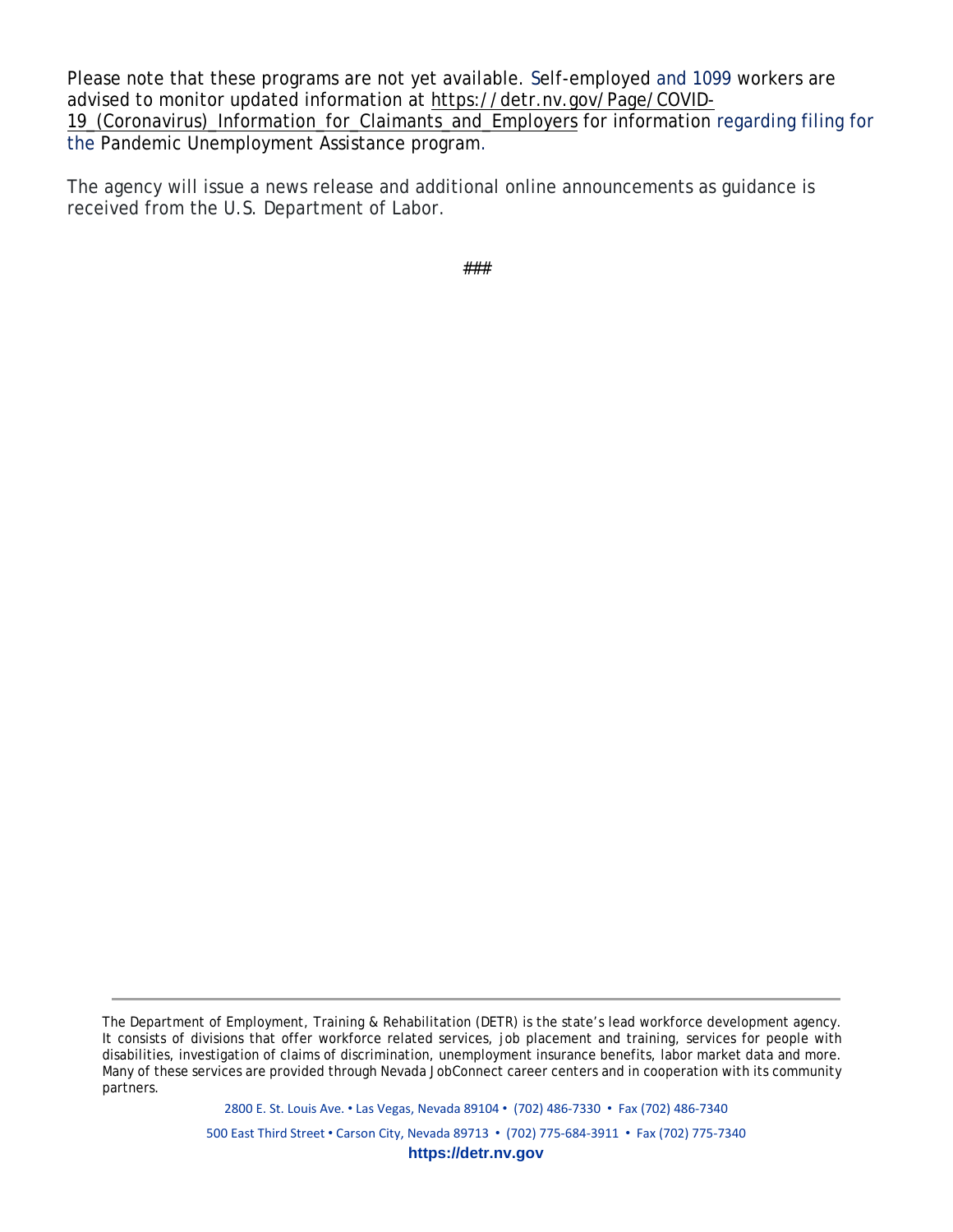Please note that these programs are not yet available. Self-employed and 1099 workers are advised to monitor updated information at https://detr.nv.gov/Page/COVID-19_(Coronavirus)_Information_for_Claimants_and_Employers for information regarding filing for the Pandemic Unemployment Assistance program.

The agency will issue a news release and additional online announcements as guidance is received from the U.S. Department of Labor.

###

---

The Department of Employment, Training & Rehabilitation (DETR) is the state's lead workforce development agency. It consists of divisions that offer workforce related services, job placement and training, services for people with disabilities, investigation of claims of discrimination, unemployment insurance benefits, labor market data and more. Many of these services are provided through Nevada JobConnect career centers and in cooperation with its community partners.

2800 E. St. Louis Ave. • Las Vegas, Nevada 89104 • (702) 486-7330 • Fax (702) 486-7340

500 East Third Street • Carson City, Nevada 89713 • (702) 775-684-3911 • Fax (702) 775-7340

**https://detr.nv.gov**